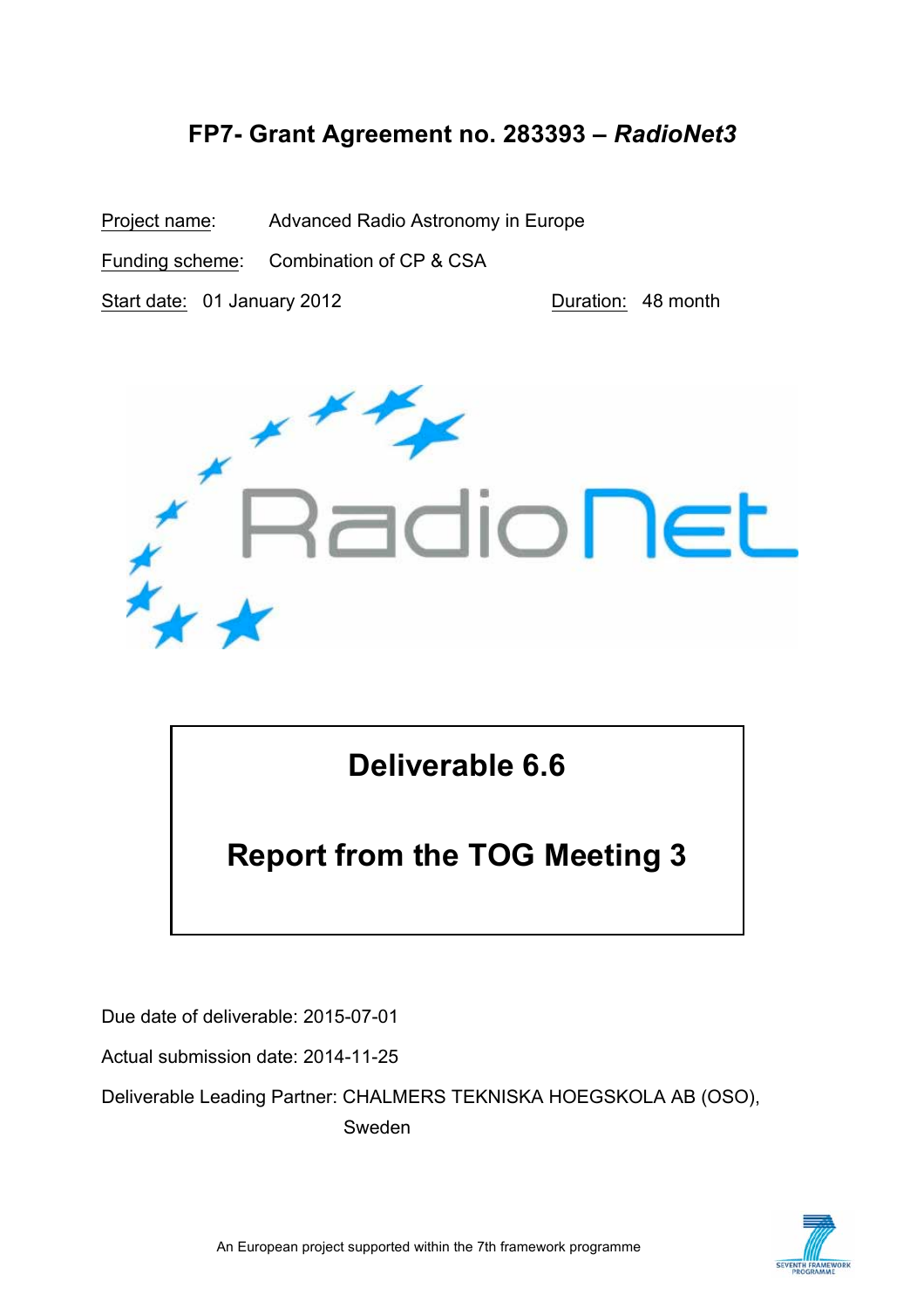# FP7- Grant Agreement no. 283393 – *RadioNet3*

Project name: Advanced Radio Astronomy in Europe

Funding scheme: Combination of CP & CSA

Start date: 01 January 2012 Duration: 48 month

## Deliverable 6.6

## Report from the TOG Meeting 3

Due date of deliverable: 2015-07-01

Actual submission date: 2014-11-25

Deliverable Leading Partner: CHALMERS TEKNISKA HOEGSKOLA AB (OSO), Sweden

An European project supported within the 7th framework programme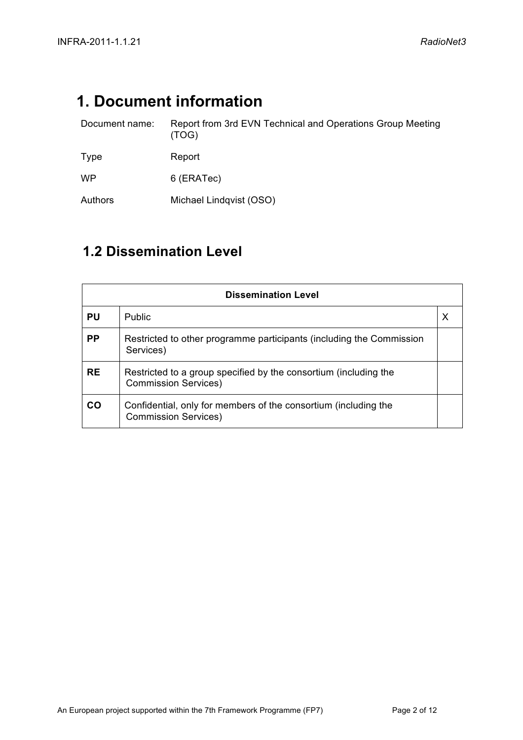# 1. Document information

| | |
|---|---|
| Document name: | Report from 3rd EVN Technical and Operations Group Meeting (TOG) |
| Type | Report |
| WP | 6 (ERATec) |
| Authors | Michael Lindqvist (OSO) |

## 1.2 Dissemination Level

| Dissemination Level | | |
|---|---|---|
| **PU** | Public | X |
| **PP** | Restricted to other programme participants (including the Commission Services) | |
| **RE** | Restricted to a group specified by the consortium (including the Commission Services) | |
| **CO** | Confidential, only for members of the consortium (including the Commission Services) | |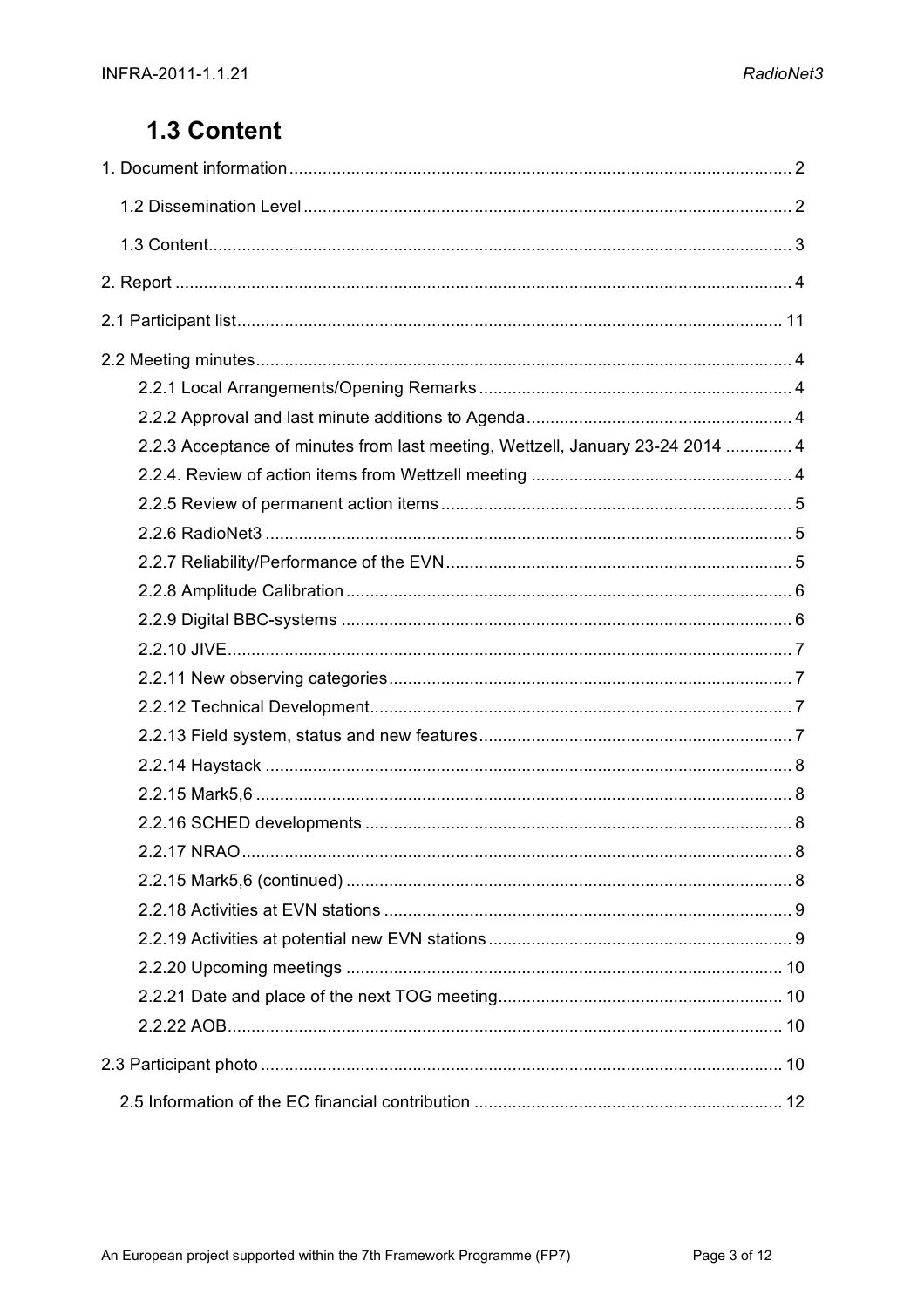## 1.3 Content

1. Document information ........................................................................................................ 2
   - 1.2 Dissemination Level ...................................................................................................... 2
   - 1.3 Content........................................................................................................................... 3

2. Report ................................................................................................................................ 4

2.1 Participant list.................................................................................................................. 11

2.2 Meeting minutes................................................................................................................ 4
   - 2.2.1 Local Arrangements/Opening Remarks ................................................................. 4
   - 2.2.2 Approval and last minute additions to Agenda ....................................................... 4
   - 2.2.3 Acceptance of minutes from last meeting, Wettzell, January 23-24 2014 .............. 4
   - 2.2.4. Review of action items from Wettzell meeting ...................................................... 4
   - 2.2.5 Review of permanent action items ......................................................................... 5
   - 2.2.6 RadioNet3 ............................................................................................................. 5
   - 2.2.7 Reliability/Performance of the EVN ........................................................................ 5
   - 2.2.8 Amplitude Calibration ............................................................................................ 6
   - 2.2.9 Digital BBC-systems .............................................................................................. 6
   - 2.2.10 JIVE...................................................................................................................... 7
   - 2.2.11 New observing categories .................................................................................... 7
   - 2.2.12 Technical Development......................................................................................... 7
   - 2.2.13 Field system, status and new features .................................................................. 7
   - 2.2.14 Haystack .............................................................................................................. 8
   - 2.2.15 Mark5,6 ................................................................................................................ 8
   - 2.2.16 SCHED developments .......................................................................................... 8
   - 2.2.17 NRAO ................................................................................................................... 8
   - 2.2.15 Mark5,6 (continued) ............................................................................................. 8
   - 2.2.18 Activities at EVN stations ..................................................................................... 9
   - 2.2.19 Activities at potential new EVN stations ............................................................... 9
   - 2.2.20 Upcoming meetings ............................................................................................ 10
   - 2.2.21 Date and place of the next TOG meeting............................................................ 10
   - 2.2.22 AOB.................................................................................................................... 10

2.3 Participant photo ............................................................................................................. 10
   - 2.5 Information of the EC financial contribution ................................................................. 12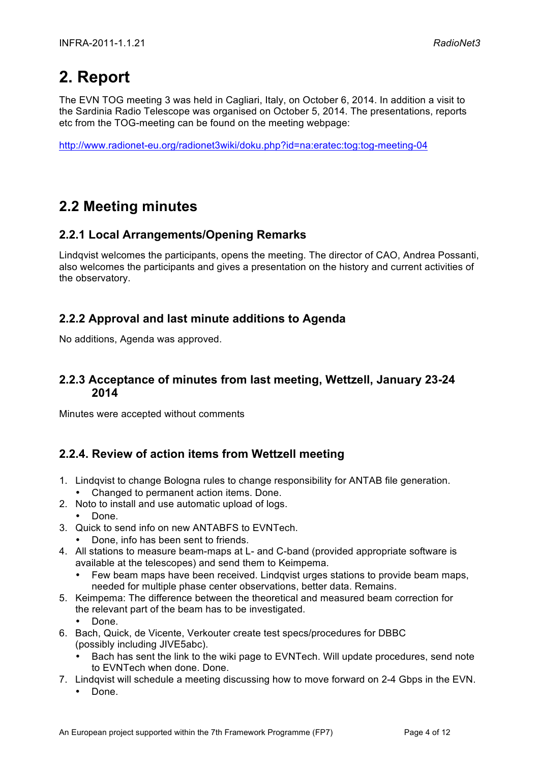# 2. Report

The EVN TOG meeting 3 was held in Cagliari, Italy, on October 6, 2014. In addition a visit to the Sardinia Radio Telescope was organised on October 5, 2014. The presentations, reports etc from the TOG-meeting can be found on the meeting webpage:

http://www.radionet-eu.org/radionet3wiki/doku.php?id=na:eratec:tog:tog-meeting-04

## 2.2 Meeting minutes

### 2.2.1 Local Arrangements/Opening Remarks

Lindqvist welcomes the participants, opens the meeting. The director of CAO, Andrea Possanti, also welcomes the participants and gives a presentation on the history and current activities of the observatory.

### 2.2.2 Approval and last minute additions to Agenda

No additions, Agenda was approved.

### 2.2.3 Acceptance of minutes from last meeting, Wettzell, January 23-24 2014

Minutes were accepted without comments

### 2.2.4. Review of action items from Wettzell meeting

1. Lindqvist to change Bologna rules to change responsibility for ANTAB file generation.
   - Changed to permanent action items. Done.
2. Noto to install and use automatic upload of logs.
   - Done.
3. Quick to send info on new ANTABFS to EVNTech.
   - Done, info has been sent to friends.
4. All stations to measure beam-maps at L- and C-band (provided appropriate software is available at the telescopes) and send them to Keimpema.
   - Few beam maps have been received. Lindqvist urges stations to provide beam maps, needed for multiple phase center observations, better data. Remains.
5. Keimpema: The difference between the theoretical and measured beam correction for the relevant part of the beam has to be investigated.
   - Done.
6. Bach, Quick, de Vicente, Verkouter create test specs/procedures for DBBC (possibly including JIVE5abc).
   - Bach has sent the link to the wiki page to EVNTech. Will update procedures, send note to EVNTech when done. Done.
7. Lindqvist will schedule a meeting discussing how to move forward on 2-4 Gbps in the EVN.
   - Done.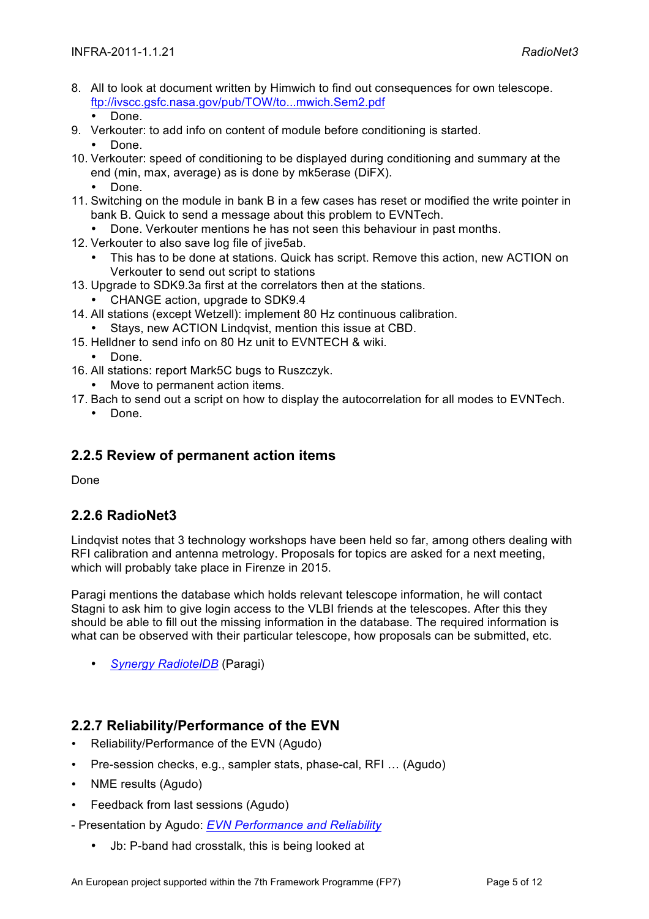8. All to look at document written by Himwich to find out consequences for own telescope. [ftp://ivscc.gsfc.nasa.gov/pub/TOW/to...mwich.Sem2.pdf](ftp://ivscc.gsfc.nasa.gov/pub/TOW/to...mwich.Sem2.pdf)
   - Done.
9. Verkouter: to add info on content of module before conditioning is started.
   - Done.
10. Verkouter: speed of conditioning to be displayed during conditioning and summary at the end (min, max, average) as is done by mk5erase (DiFX).
    - Done.
11. Switching on the module in bank B in a few cases has reset or modified the write pointer in bank B. Quick to send a message about this problem to EVNTech.
    - Done. Verkouter mentions he has not seen this behaviour in past months.
12. Verkouter to also save log file of jive5ab.
    - This has to be done at stations. Quick has script. Remove this action, new ACTION on Verkouter to send out script to stations
13. Upgrade to SDK9.3a first at the correlators then at the stations.
    - CHANGE action, upgrade to SDK9.4
14. All stations (except Wetzell): implement 80 Hz continuous calibration.
    - Stays, new ACTION Lindqvist, mention this issue at CBD.
15. Helldner to send info on 80 Hz unit to EVNTECH & wiki.
    - Done.
16. All stations: report Mark5C bugs to Ruszczyk.
    - Move to permanent action items.
17. Bach to send out a script on how to display the autocorrelation for all modes to EVNTech.
    - Done.

### 2.2.5 Review of permanent action items

Done

### 2.2.6 RadioNet3

Lindqvist notes that 3 technology workshops have been held so far, among others dealing with RFI calibration and antenna metrology. Proposals for topics are asked for a next meeting, which will probably take place in Firenze in 2015.

Paragi mentions the database which holds relevant telescope information, he will contact Stagni to ask him to give login access to the VLBI friends at the telescopes. After this they should be able to fill out the missing information in the database. The required information is what can be observed with their particular telescope, how proposals can be submitted, etc.

- *Synergy RadiotelDB* (Paragi)

### 2.2.7 Reliability/Performance of the EVN

- Reliability/Performance of the EVN (Agudo)
- Pre-session checks, e.g., sampler stats, phase-cal, RFI … (Agudo)
- NME results (Agudo)
- Feedback from last sessions (Agudo)

- Presentation by Agudo: *EVN Performance and Reliability*
  - Jb: P-band had crosstalk, this is being looked at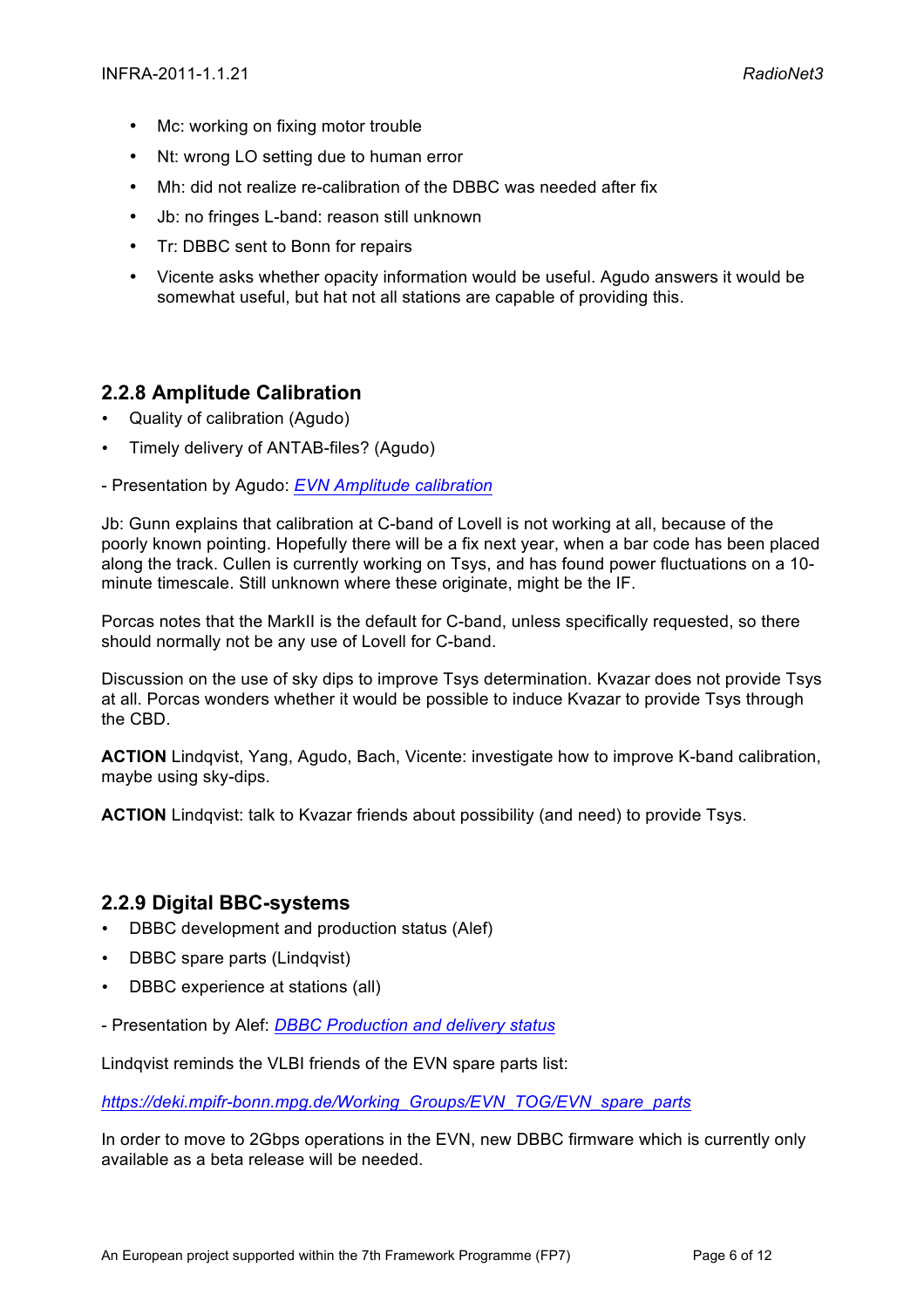- Mc: working on fixing motor trouble
- Nt: wrong LO setting due to human error
- Mh: did not realize re-calibration of the DBBC was needed after fix
- Jb: no fringes L-band: reason still unknown
- Tr: DBBC sent to Bonn for repairs
- Vicente asks whether opacity information would be useful. Agudo answers it would be somewhat useful, but hat not all stations are capable of providing this.

## 2.2.8 Amplitude Calibration

- Quality of calibration (Agudo)
- Timely delivery of ANTAB-files? (Agudo)

- Presentation by Agudo: *EVN Amplitude calibration*

Jb: Gunn explains that calibration at C-band of Lovell is not working at all, because of the poorly known pointing. Hopefully there will be a fix next year, when a bar code has been placed along the track. Cullen is currently working on Tsys, and has found power fluctuations on a 10-minute timescale. Still unknown where these originate, might be the IF.

Porcas notes that the MarkII is the default for C-band, unless specifically requested, so there should normally not be any use of Lovell for C-band.

Discussion on the use of sky dips to improve Tsys determination. Kvazar does not provide Tsys at all. Porcas wonders whether it would be possible to induce Kvazar to provide Tsys through the CBD.

**ACTION** Lindqvist, Yang, Agudo, Bach, Vicente: investigate how to improve K-band calibration, maybe using sky-dips.

**ACTION** Lindqvist: talk to Kvazar friends about possibility (and need) to provide Tsys.

## 2.2.9 Digital BBC-systems

- DBBC development and production status (Alef)
- DBBC spare parts (Lindqvist)
- DBBC experience at stations (all)

- Presentation by Alef: *DBBC Production and delivery status*

Lindqvist reminds the VLBI friends of the EVN spare parts list:

*https://deki.mpifr-bonn.mpg.de/Working_Groups/EVN_TOG/EVN_spare_parts*

In order to move to 2Gbps operations in the EVN, new DBBC firmware which is currently only available as a beta release will be needed.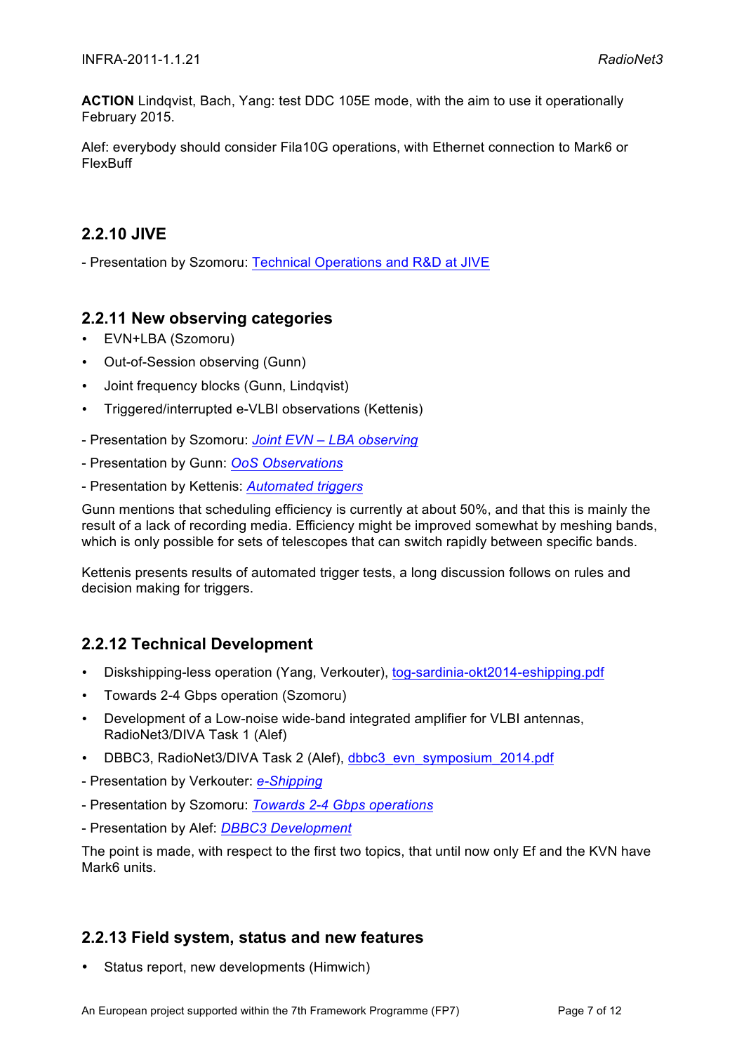**ACTION** Lindqvist, Bach, Yang: test DDC 105E mode, with the aim to use it operationally February 2015.

Alef: everybody should consider Fila10G operations, with Ethernet connection to Mark6 or FlexBuff

### 2.2.10 JIVE

- Presentation by Szomoru: [Technical Operations and R&D at JIVE]

### 2.2.11 New observing categories

- EVN+LBA (Szomoru)
- Out-of-Session observing (Gunn)
- Joint frequency blocks (Gunn, Lindqvist)
- Triggered/interrupted e-VLBI observations (Kettenis)

- Presentation by Szomoru: *[Joint EVN – LBA observing]*
- Presentation by Gunn: *[OoS Observations]*
- Presentation by Kettenis: *[Automated triggers]*

Gunn mentions that scheduling efficiency is currently at about 50%, and that this is mainly the result of a lack of recording media. Efficiency might be improved somewhat by meshing bands, which is only possible for sets of telescopes that can switch rapidly between specific bands.

Kettenis presents results of automated trigger tests, a long discussion follows on rules and decision making for triggers.

### 2.2.12 Technical Development

- Diskshipping-less operation (Yang, Verkouter), [tog-sardinia-okt2014-eshipping.pdf]
- Towards 2-4 Gbps operation (Szomoru)
- Development of a Low-noise wide-band integrated amplifier for VLBI antennas, RadioNet3/DIVA Task 1 (Alef)
- DBBC3, RadioNet3/DIVA Task 2 (Alef), [dbbc3_evn_symposium_2014.pdf]

- Presentation by Verkouter: *[e-Shipping]*
- Presentation by Szomoru: *[Towards 2-4 Gbps operations]*
- Presentation by Alef: *[DBBC3 Development]*

The point is made, with respect to the first two topics, that until now only Ef and the KVN have Mark6 units.

### 2.2.13 Field system, status and new features

- Status report, new developments (Himwich)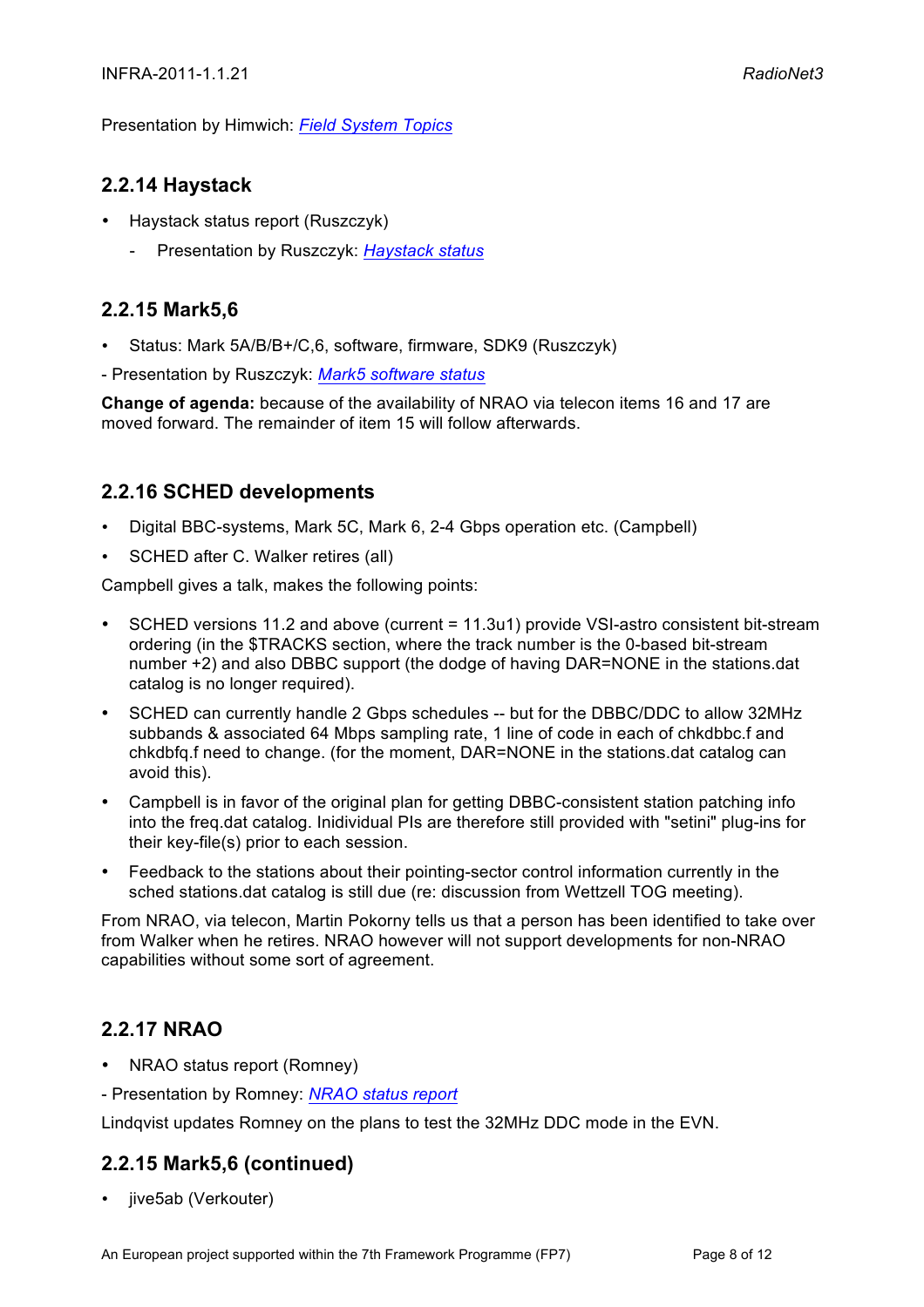Presentation by Himwich: *Field System Topics*

### 2.2.14 Haystack

- Haystack status report (Ruszczyk)
  - Presentation by Ruszczyk: *Haystack status*

### 2.2.15 Mark5,6

- Status: Mark 5A/B/B+/C,6, software, firmware, SDK9 (Ruszczyk)

- Presentation by Ruszczyk: *Mark5 software status*

**Change of agenda:** because of the availability of NRAO via telecon items 16 and 17 are moved forward. The remainder of item 15 will follow afterwards.

### 2.2.16 SCHED developments

- Digital BBC-systems, Mark 5C, Mark 6, 2-4 Gbps operation etc. (Campbell)
- SCHED after C. Walker retires (all)

Campbell gives a talk, makes the following points:

- SCHED versions 11.2 and above (current = 11.3u1) provide VSI-astro consistent bit-stream ordering (in the $TRACKS section, where the track number is the 0-based bit-stream number +2) and also DBBC support (the dodge of having DAR=NONE in the stations.dat catalog is no longer required).
- SCHED can currently handle 2 Gbps schedules -- but for the DBBC/DDC to allow 32MHz subbands & associated 64 Mbps sampling rate, 1 line of code in each of chkdbbc.f and chkdbfq.f need to change. (for the moment, DAR=NONE in the stations.dat catalog can avoid this).
- Campbell is in favor of the original plan for getting DBBC-consistent station patching info into the freq.dat catalog. Inidividual PIs are therefore still provided with "setini" plug-ins for their key-file(s) prior to each session.
- Feedback to the stations about their pointing-sector control information currently in the sched stations.dat catalog is still due (re: discussion from Wettzell TOG meeting).

From NRAO, via telecon, Martin Pokorny tells us that a person has been identified to take over from Walker when he retires. NRAO however will not support developments for non-NRAO capabilities without some sort of agreement.

### 2.2.17 NRAO

- NRAO status report (Romney)

- Presentation by Romney: *NRAO status report*

Lindqvist updates Romney on the plans to test the 32MHz DDC mode in the EVN.

### 2.2.15 Mark5,6 (continued)

- jive5ab (Verkouter)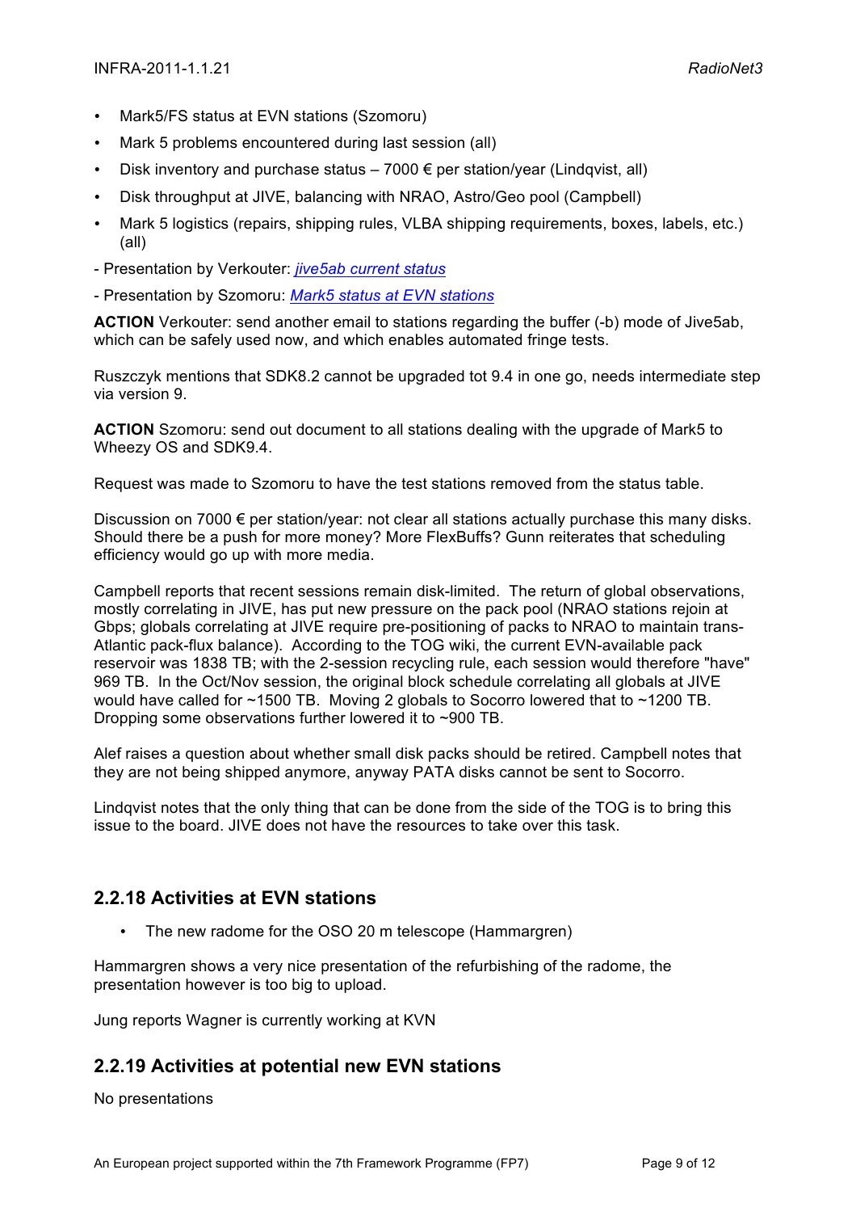- Mark5/FS status at EVN stations (Szomoru)
- Mark 5 problems encountered during last session (all)
- Disk inventory and purchase status – 7000 € per station/year (Lindqvist, all)
- Disk throughput at JIVE, balancing with NRAO, Astro/Geo pool (Campbell)
- Mark 5 logistics (repairs, shipping rules, VLBA shipping requirements, boxes, labels, etc.) (all)

- Presentation by Verkouter: *jive5ab current status*

- Presentation by Szomoru: *Mark5 status at EVN stations*

**ACTION** Verkouter: send another email to stations regarding the buffer (-b) mode of Jive5ab, which can be safely used now, and which enables automated fringe tests.

Ruszczyk mentions that SDK8.2 cannot be upgraded tot 9.4 in one go, needs intermediate step via version 9.

**ACTION** Szomoru: send out document to all stations dealing with the upgrade of Mark5 to Wheezy OS and SDK9.4.

Request was made to Szomoru to have the test stations removed from the status table.

Discussion on 7000 € per station/year: not clear all stations actually purchase this many disks. Should there be a push for more money? More FlexBuffs? Gunn reiterates that scheduling efficiency would go up with more media.

Campbell reports that recent sessions remain disk-limited. The return of global observations, mostly correlating in JIVE, has put new pressure on the pack pool (NRAO stations rejoin at Gbps; globals correlating at JIVE require pre-positioning of packs to NRAO to maintain trans-Atlantic pack-flux balance). According to the TOG wiki, the current EVN-available pack reservoir was 1838 TB; with the 2-session recycling rule, each session would therefore "have" 969 TB. In the Oct/Nov session, the original block schedule correlating all globals at JIVE would have called for ~1500 TB. Moving 2 globals to Socorro lowered that to ~1200 TB. Dropping some observations further lowered it to ~900 TB.

Alef raises a question about whether small disk packs should be retired. Campbell notes that they are not being shipped anymore, anyway PATA disks cannot be sent to Socorro.

Lindqvist notes that the only thing that can be done from the side of the TOG is to bring this issue to the board. JIVE does not have the resources to take over this task.

### 2.2.18 Activities at EVN stations

- The new radome for the OSO 20 m telescope (Hammargren)

Hammargren shows a very nice presentation of the refurbishing of the radome, the presentation however is too big to upload.

Jung reports Wagner is currently working at KVN

### 2.2.19 Activities at potential new EVN stations

No presentations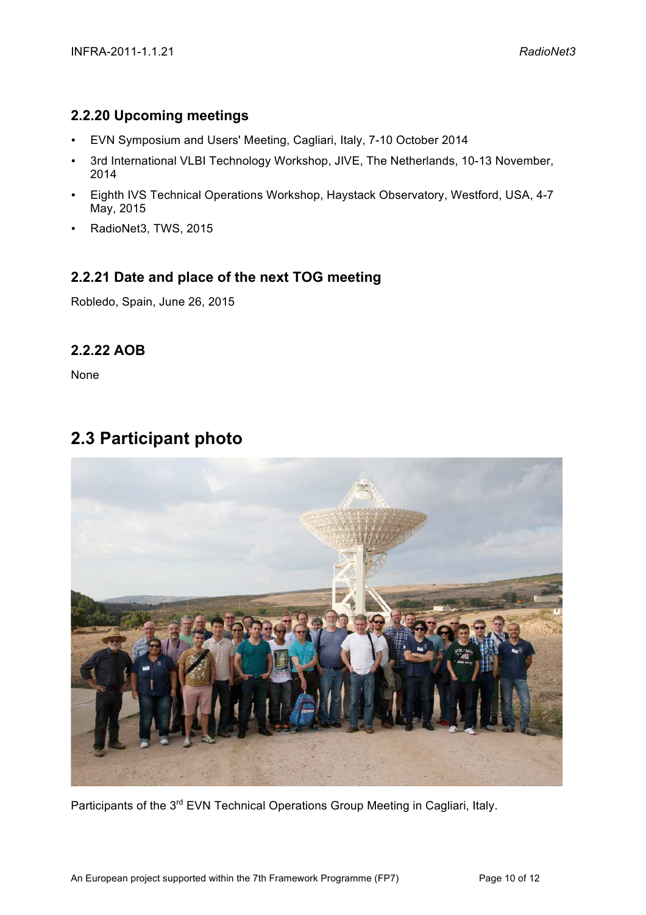### 2.2.20 Upcoming meetings

- EVN Symposium and Users' Meeting, Cagliari, Italy, 7-10 October 2014
- 3rd International VLBI Technology Workshop, JIVE, The Netherlands, 10-13 November, 2014
- Eighth IVS Technical Operations Workshop, Haystack Observatory, Westford, USA, 4-7 May, 2015
- RadioNet3, TWS, 2015

### 2.2.21 Date and place of the next TOG meeting

Robledo, Spain, June 26, 2015

### 2.2.22 AOB

None

## 2.3 Participant photo

Participants of the 3rd EVN Technical Operations Group Meeting in Cagliari, Italy.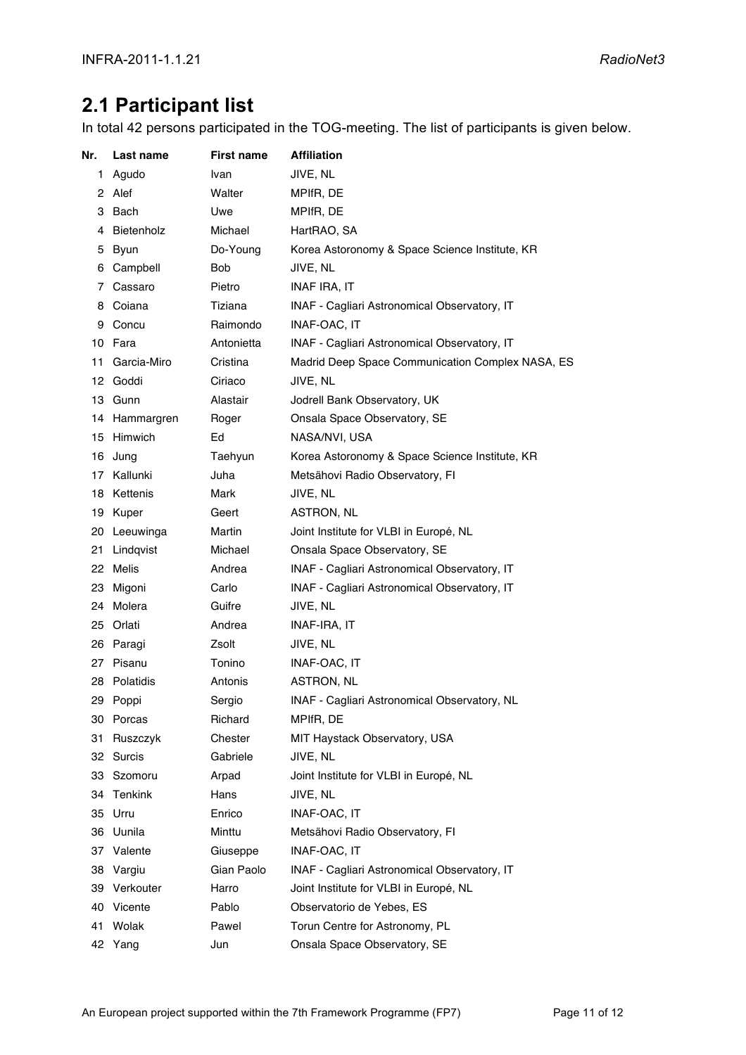## 2.1 Participant list

In total 42 persons participated in the TOG-meeting. The list of participants is given below.

| Nr. | Last name | First name | Affiliation |
|---|---|---|---|
| 1 | Agudo | Ivan | JIVE, NL |
| 2 | Alef | Walter | MPIfR, DE |
| 3 | Bach | Uwe | MPIfR, DE |
| 4 | Bietenholz | Michael | HartRAO, SA |
| 5 | Byun | Do-Young | Korea Astoronomy & Space Science Institute, KR |
| 6 | Campbell | Bob | JIVE, NL |
| 7 | Cassaro | Pietro | INAF IRA, IT |
| 8 | Coiana | Tiziana | INAF - Cagliari Astronomical Observatory, IT |
| 9 | Concu | Raimondo | INAF-OAC, IT |
| 10 | Fara | Antonietta | INAF - Cagliari Astronomical Observatory, IT |
| 11 | Garcia-Miro | Cristina | Madrid Deep Space Communication Complex NASA, ES |
| 12 | Goddi | Ciriaco | JIVE, NL |
| 13 | Gunn | Alastair | Jodrell Bank Observatory, UK |
| 14 | Hammargren | Roger | Onsala Space Observatory, SE |
| 15 | Himwich | Ed | NASA/NVI, USA |
| 16 | Jung | Taehyun | Korea Astoronomy & Space Science Institute, KR |
| 17 | Kallunki | Juha | Metsähovi Radio Observatory, FI |
| 18 | Kettenis | Mark | JIVE, NL |
| 19 | Kuper | Geert | ASTRON, NL |
| 20 | Leeuwinga | Martin | Joint Institute for VLBI in Europé, NL |
| 21 | Lindqvist | Michael | Onsala Space Observatory, SE |
| 22 | Melis | Andrea | INAF - Cagliari Astronomical Observatory, IT |
| 23 | Migoni | Carlo | INAF - Cagliari Astronomical Observatory, IT |
| 24 | Molera | Guifre | JIVE, NL |
| 25 | Orlati | Andrea | INAF-IRA, IT |
| 26 | Paragi | Zsolt | JIVE, NL |
| 27 | Pisanu | Tonino | INAF-OAC, IT |
| 28 | Polatidis | Antonis | ASTRON, NL |
| 29 | Poppi | Sergio | INAF - Cagliari Astronomical Observatory, NL |
| 30 | Porcas | Richard | MPIfR, DE |
| 31 | Ruszczyk | Chester | MIT Haystack Observatory, USA |
| 32 | Surcis | Gabriele | JIVE, NL |
| 33 | Szomoru | Arpad | Joint Institute for VLBI in Europé, NL |
| 34 | Tenkink | Hans | JIVE, NL |
| 35 | Urru | Enrico | INAF-OAC, IT |
| 36 | Uunila | Minttu | Metsähovi Radio Observatory, FI |
| 37 | Valente | Giuseppe | INAF-OAC, IT |
| 38 | Vargiu | Gian Paolo | INAF - Cagliari Astronomical Observatory, IT |
| 39 | Verkouter | Harro | Joint Institute for VLBI in Europé, NL |
| 40 | Vicente | Pablo | Observatorio de Yebes, ES |
| 41 | Wolak | Pawel | Torun Centre for Astronomy, PL |
| 42 | Yang | Jun | Onsala Space Observatory, SE |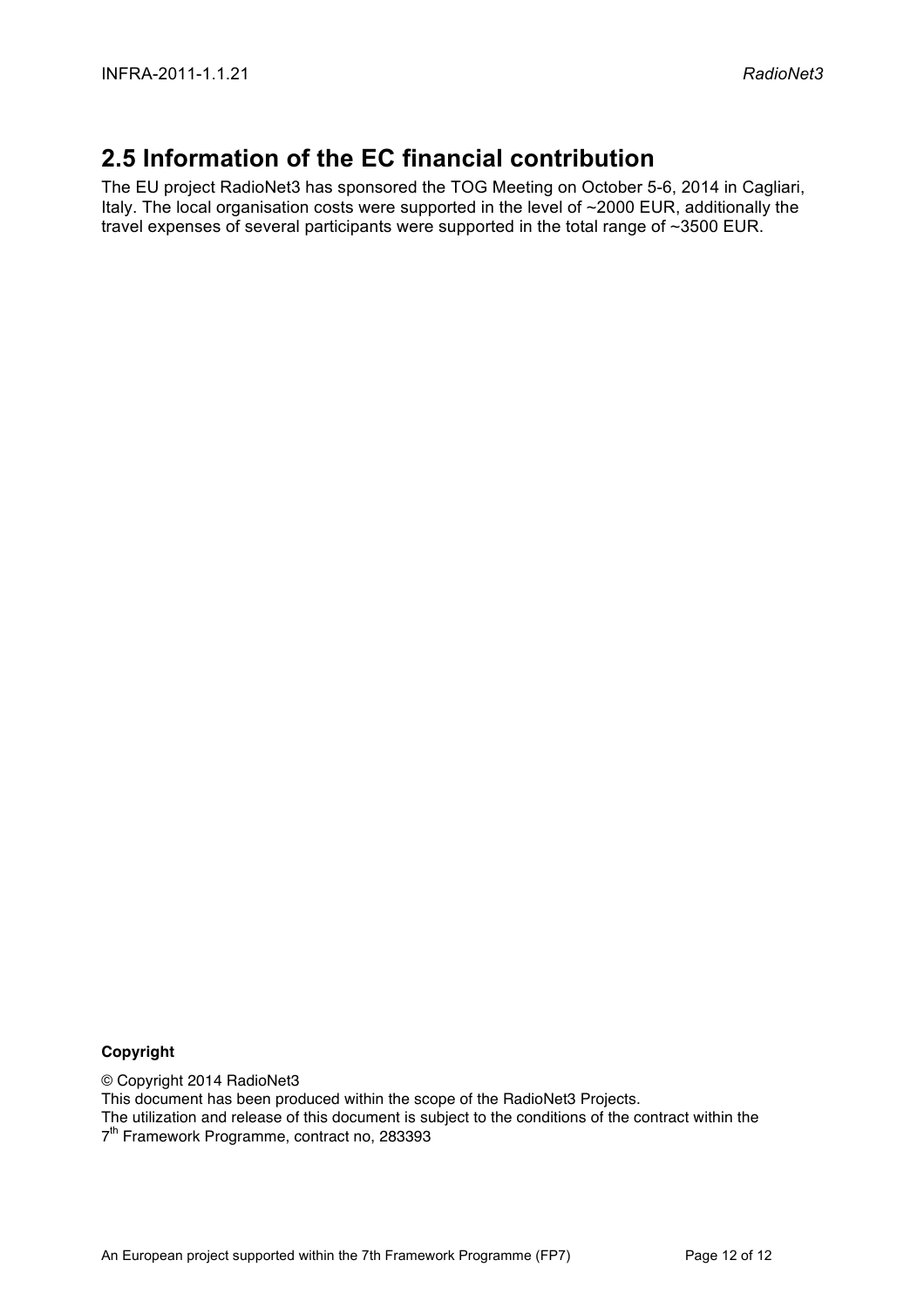## 2.5 Information of the EC financial contribution

The EU project RadioNet3 has sponsored the TOG Meeting on October 5-6, 2014 in Cagliari, Italy. The local organisation costs were supported in the level of ~2000 EUR, additionally the travel expenses of several participants were supported in the total range of ~3500 EUR.

**Copyright**

© Copyright 2014 RadioNet3
This document has been produced within the scope of the RadioNet3 Projects.
The utilization and release of this document is subject to the conditions of the contract within the 7th Framework Programme, contract no, 283393